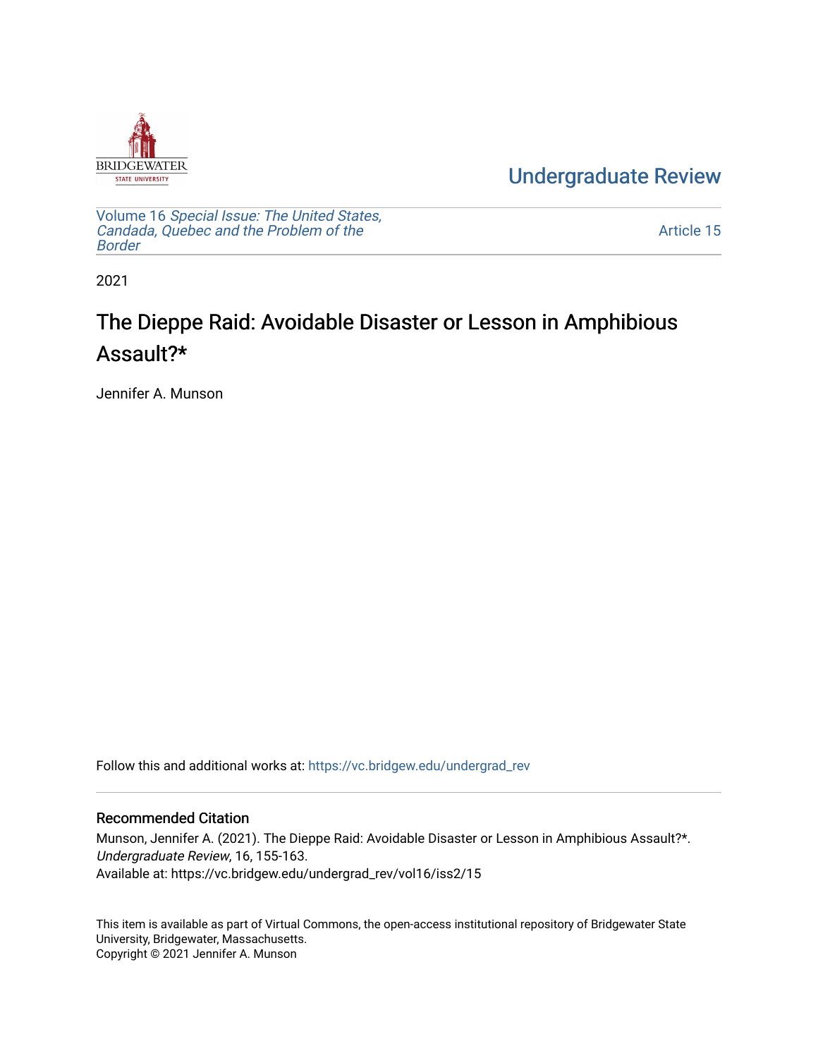BRIDGEWATER STATE UNIVERSITY

Undergraduate Review

Volume 16 *Special Issue: The United States, Candada, Quebec and the Problem of the Border*

Article 15

2021

# The Dieppe Raid: Avoidable Disaster or Lesson in Amphibious Assault?*

Jennifer A. Munson

Follow this and additional works at: https://vc.bridgew.edu/undergrad_rev

### Recommended Citation

Munson, Jennifer A. (2021). The Dieppe Raid: Avoidable Disaster or Lesson in Amphibious Assault?*. *Undergraduate Review*, 16, 155-163.
Available at: https://vc.bridgew.edu/undergrad_rev/vol16/iss2/15

This item is available as part of Virtual Commons, the open-access institutional repository of Bridgewater State University, Bridgewater, Massachusetts.
Copyright © 2021 Jennifer A. Munson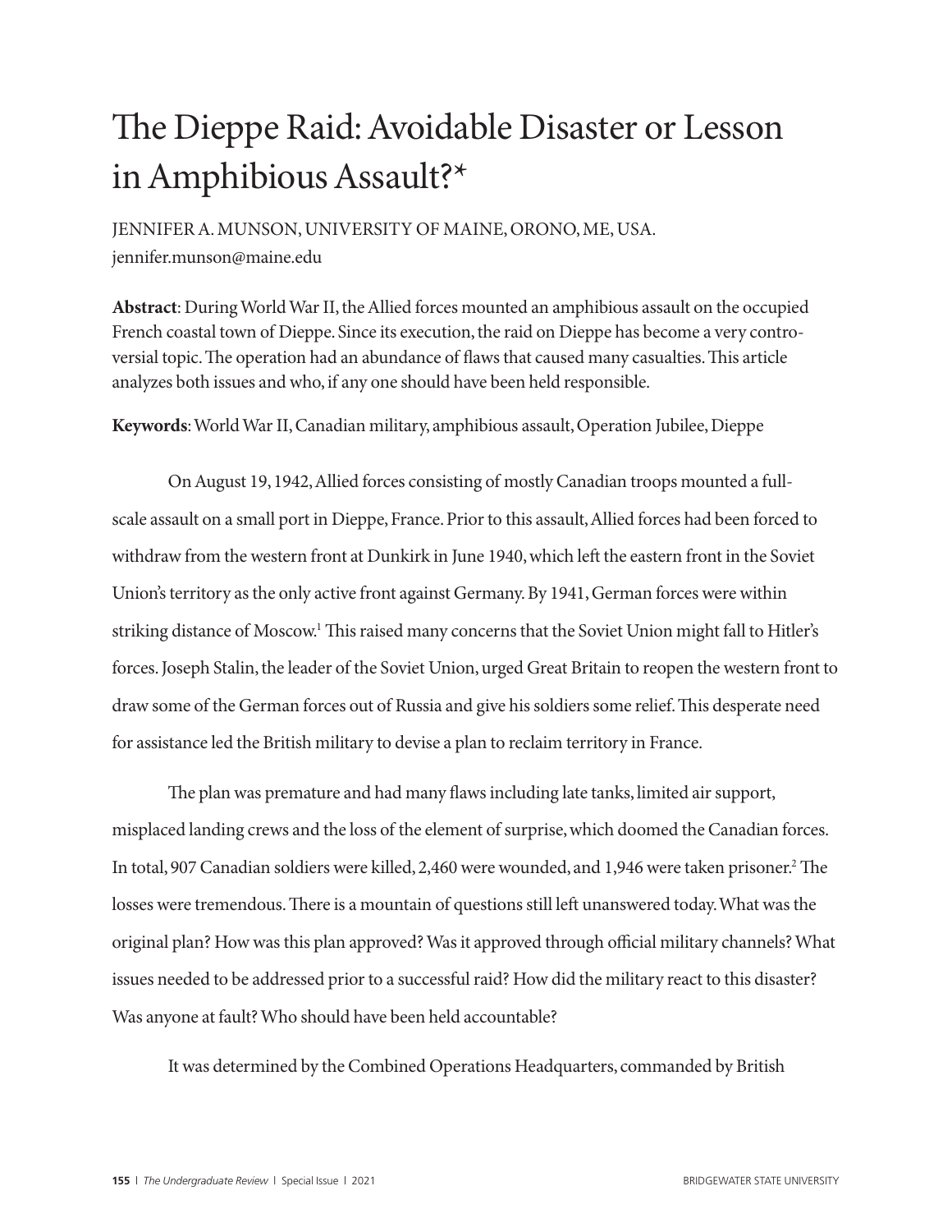# The Dieppe Raid: Avoidable Disaster or Lesson in Amphibious Assault?*

JENNIFER A. MUNSON, UNIVERSITY OF MAINE, ORONO, ME, USA.
jennifer.munson@maine.edu

**Abstract**: During World War II, the Allied forces mounted an amphibious assault on the occupied French coastal town of Dieppe. Since its execution, the raid on Dieppe has become a very controversial topic. The operation had an abundance of flaws that caused many casualties. This article analyzes both issues and who, if any one should have been held responsible.

**Keywords**: World War II, Canadian military, amphibious assault, Operation Jubilee, Dieppe

On August 19, 1942, Allied forces consisting of mostly Canadian troops mounted a full-scale assault on a small port in Dieppe, France. Prior to this assault, Allied forces had been forced to withdraw from the western front at Dunkirk in June 1940, which left the eastern front in the Soviet Union's territory as the only active front against Germany. By 1941, German forces were within striking distance of Moscow.[1] This raised many concerns that the Soviet Union might fall to Hitler's forces. Joseph Stalin, the leader of the Soviet Union, urged Great Britain to reopen the western front to draw some of the German forces out of Russia and give his soldiers some relief. This desperate need for assistance led the British military to devise a plan to reclaim territory in France.

The plan was premature and had many flaws including late tanks, limited air support, misplaced landing crews and the loss of the element of surprise, which doomed the Canadian forces. In total, 907 Canadian soldiers were killed, 2,460 were wounded, and 1,946 were taken prisoner.[2] The losses were tremendous. There is a mountain of questions still left unanswered today. What was the original plan? How was this plan approved? Was it approved through official military channels? What issues needed to be addressed prior to a successful raid? How did the military react to this disaster? Was anyone at fault? Who should have been held accountable?

It was determined by the Combined Operations Headquarters, commanded by British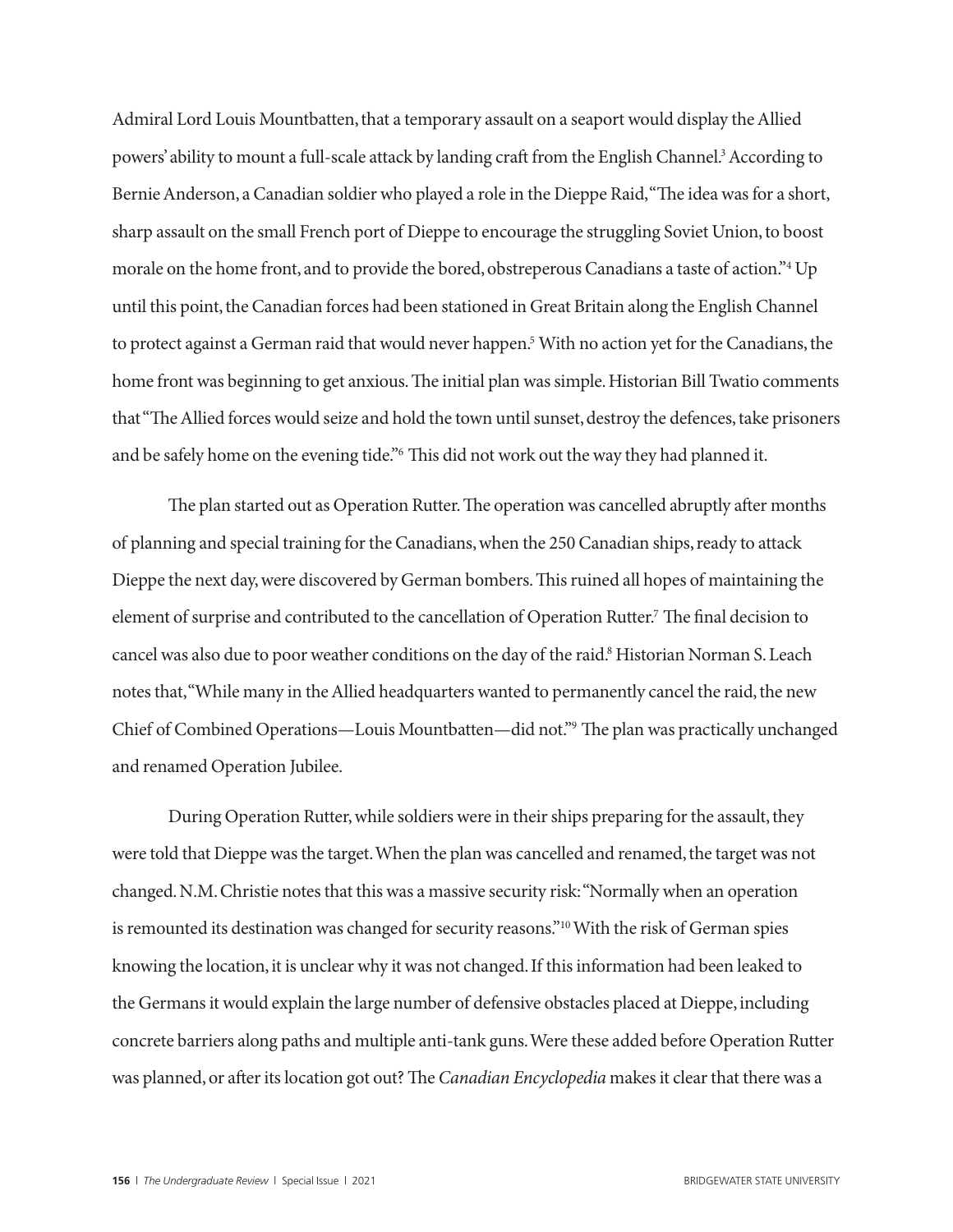Admiral Lord Louis Mountbatten, that a temporary assault on a seaport would display the Allied powers' ability to mount a full-scale attack by landing craft from the English Channel.[3] According to Bernie Anderson, a Canadian soldier who played a role in the Dieppe Raid, "The idea was for a short, sharp assault on the small French port of Dieppe to encourage the struggling Soviet Union, to boost morale on the home front, and to provide the bored, obstreperous Canadians a taste of action."[4] Up until this point, the Canadian forces had been stationed in Great Britain along the English Channel to protect against a German raid that would never happen.[5] With no action yet for the Canadians, the home front was beginning to get anxious. The initial plan was simple. Historian Bill Twatio comments that "The Allied forces would seize and hold the town until sunset, destroy the defences, take prisoners and be safely home on the evening tide."[6] This did not work out the way they had planned it.

The plan started out as Operation Rutter. The operation was cancelled abruptly after months of planning and special training for the Canadians, when the 250 Canadian ships, ready to attack Dieppe the next day, were discovered by German bombers. This ruined all hopes of maintaining the element of surprise and contributed to the cancellation of Operation Rutter.[7] The final decision to cancel was also due to poor weather conditions on the day of the raid.[8] Historian Norman S. Leach notes that, "While many in the Allied headquarters wanted to permanently cancel the raid, the new Chief of Combined Operations—Louis Mountbatten—did not."[9] The plan was practically unchanged and renamed Operation Jubilee.

During Operation Rutter, while soldiers were in their ships preparing for the assault, they were told that Dieppe was the target. When the plan was cancelled and renamed, the target was not changed. N.M. Christie notes that this was a massive security risk: "Normally when an operation is remounted its destination was changed for security reasons."[10] With the risk of German spies knowing the location, it is unclear why it was not changed. If this information had been leaked to the Germans it would explain the large number of defensive obstacles placed at Dieppe, including concrete barriers along paths and multiple anti-tank guns. Were these added before Operation Rutter was planned, or after its location got out? The *Canadian Encyclopedia* makes it clear that there was a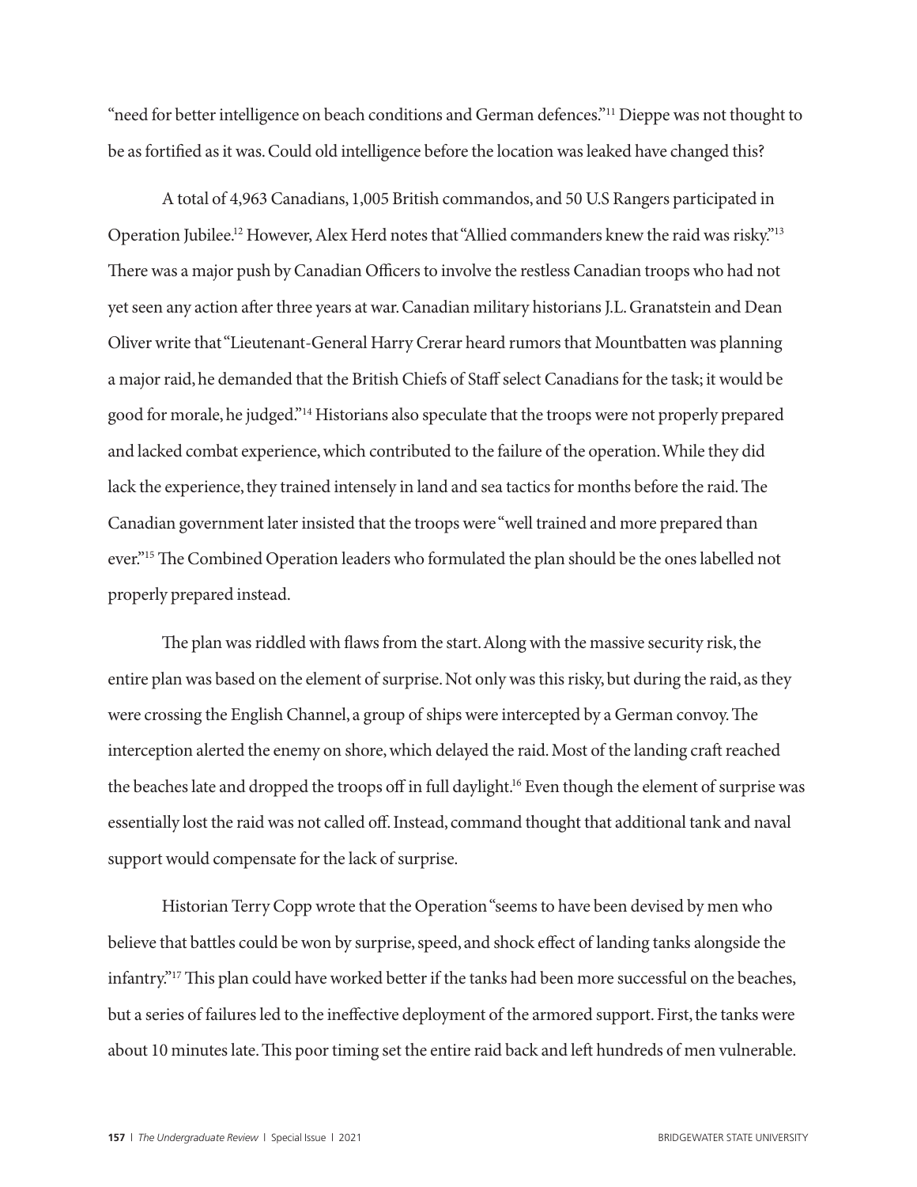"need for better intelligence on beach conditions and German defences."[11] Dieppe was not thought to be as fortified as it was. Could old intelligence before the location was leaked have changed this?

A total of 4,963 Canadians, 1,005 British commandos, and 50 U.S Rangers participated in Operation Jubilee.[12] However, Alex Herd notes that "Allied commanders knew the raid was risky."[13] There was a major push by Canadian Officers to involve the restless Canadian troops who had not yet seen any action after three years at war. Canadian military historians J.L. Granatstein and Dean Oliver write that "Lieutenant-General Harry Crerar heard rumors that Mountbatten was planning a major raid, he demanded that the British Chiefs of Staff select Canadians for the task; it would be good for morale, he judged."[14] Historians also speculate that the troops were not properly prepared and lacked combat experience, which contributed to the failure of the operation. While they did lack the experience, they trained intensely in land and sea tactics for months before the raid. The Canadian government later insisted that the troops were "well trained and more prepared than ever."[15] The Combined Operation leaders who formulated the plan should be the ones labelled not properly prepared instead.

The plan was riddled with flaws from the start. Along with the massive security risk, the entire plan was based on the element of surprise. Not only was this risky, but during the raid, as they were crossing the English Channel, a group of ships were intercepted by a German convoy. The interception alerted the enemy on shore, which delayed the raid. Most of the landing craft reached the beaches late and dropped the troops off in full daylight.[16] Even though the element of surprise was essentially lost the raid was not called off. Instead, command thought that additional tank and naval support would compensate for the lack of surprise.

Historian Terry Copp wrote that the Operation "seems to have been devised by men who believe that battles could be won by surprise, speed, and shock effect of landing tanks alongside the infantry."[17] This plan could have worked better if the tanks had been more successful on the beaches, but a series of failures led to the ineffective deployment of the armored support. First, the tanks were about 10 minutes late. This poor timing set the entire raid back and left hundreds of men vulnerable.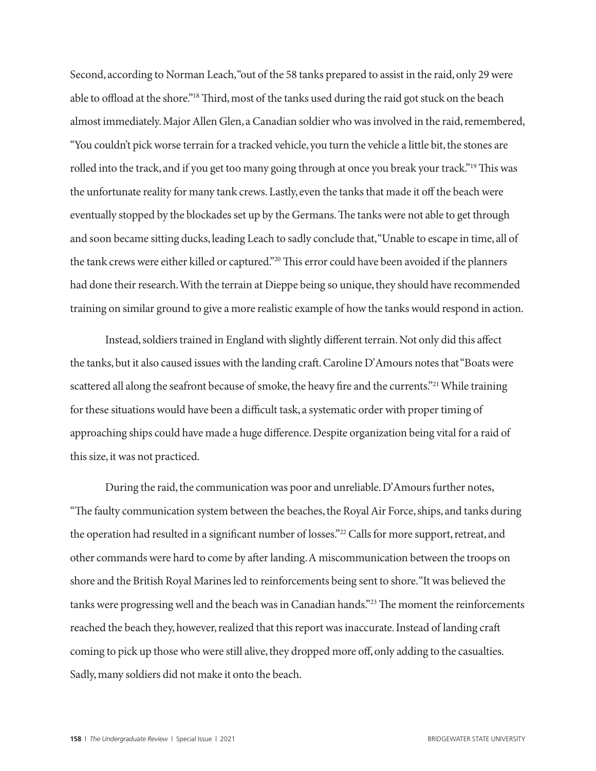Second, according to Norman Leach, "out of the 58 tanks prepared to assist in the raid, only 29 were able to offload at the shore."[18] Third, most of the tanks used during the raid got stuck on the beach almost immediately. Major Allen Glen, a Canadian soldier who was involved in the raid, remembered, "You couldn't pick worse terrain for a tracked vehicle, you turn the vehicle a little bit, the stones are rolled into the track, and if you get too many going through at once you break your track."[19] This was the unfortunate reality for many tank crews. Lastly, even the tanks that made it off the beach were eventually stopped by the blockades set up by the Germans. The tanks were not able to get through and soon became sitting ducks, leading Leach to sadly conclude that, "Unable to escape in time, all of the tank crews were either killed or captured."[20] This error could have been avoided if the planners had done their research. With the terrain at Dieppe being so unique, they should have recommended training on similar ground to give a more realistic example of how the tanks would respond in action.

Instead, soldiers trained in England with slightly different terrain. Not only did this affect the tanks, but it also caused issues with the landing craft. Caroline D'Amours notes that "Boats were scattered all along the seafront because of smoke, the heavy fire and the currents."[21] While training for these situations would have been a difficult task, a systematic order with proper timing of approaching ships could have made a huge difference. Despite organization being vital for a raid of this size, it was not practiced.

During the raid, the communication was poor and unreliable. D'Amours further notes, "The faulty communication system between the beaches, the Royal Air Force, ships, and tanks during the operation had resulted in a significant number of losses."[22] Calls for more support, retreat, and other commands were hard to come by after landing. A miscommunication between the troops on shore and the British Royal Marines led to reinforcements being sent to shore. "It was believed the tanks were progressing well and the beach was in Canadian hands."[23] The moment the reinforcements reached the beach they, however, realized that this report was inaccurate. Instead of landing craft coming to pick up those who were still alive, they dropped more off, only adding to the casualties. Sadly, many soldiers did not make it onto the beach.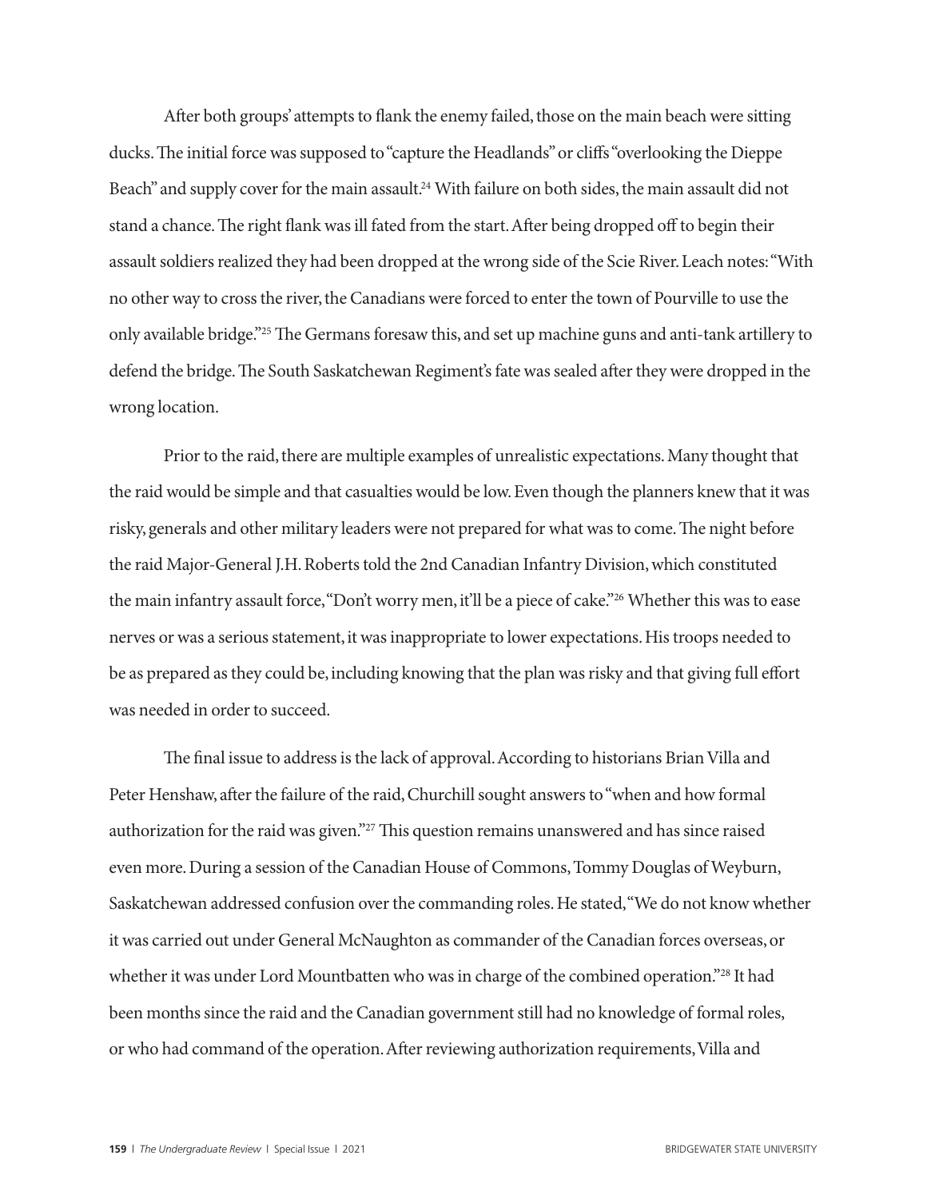After both groups' attempts to flank the enemy failed, those on the main beach were sitting ducks. The initial force was supposed to "capture the Headlands" or cliffs "overlooking the Dieppe Beach" and supply cover for the main assault.[24] With failure on both sides, the main assault did not stand a chance. The right flank was ill fated from the start. After being dropped off to begin their assault soldiers realized they had been dropped at the wrong side of the Scie River. Leach notes: "With no other way to cross the river, the Canadians were forced to enter the town of Pourville to use the only available bridge."[25] The Germans foresaw this, and set up machine guns and anti-tank artillery to defend the bridge. The South Saskatchewan Regiment's fate was sealed after they were dropped in the wrong location.

Prior to the raid, there are multiple examples of unrealistic expectations. Many thought that the raid would be simple and that casualties would be low. Even though the planners knew that it was risky, generals and other military leaders were not prepared for what was to come. The night before the raid Major-General J.H. Roberts told the 2nd Canadian Infantry Division, which constituted the main infantry assault force, "Don't worry men, it'll be a piece of cake."[26] Whether this was to ease nerves or was a serious statement, it was inappropriate to lower expectations. His troops needed to be as prepared as they could be, including knowing that the plan was risky and that giving full effort was needed in order to succeed.

The final issue to address is the lack of approval. According to historians Brian Villa and Peter Henshaw, after the failure of the raid, Churchill sought answers to "when and how formal authorization for the raid was given."[27] This question remains unanswered and has since raised even more. During a session of the Canadian House of Commons, Tommy Douglas of Weyburn, Saskatchewan addressed confusion over the commanding roles. He stated, "We do not know whether it was carried out under General McNaughton as commander of the Canadian forces overseas, or whether it was under Lord Mountbatten who was in charge of the combined operation."[28] It had been months since the raid and the Canadian government still had no knowledge of formal roles, or who had command of the operation. After reviewing authorization requirements, Villa and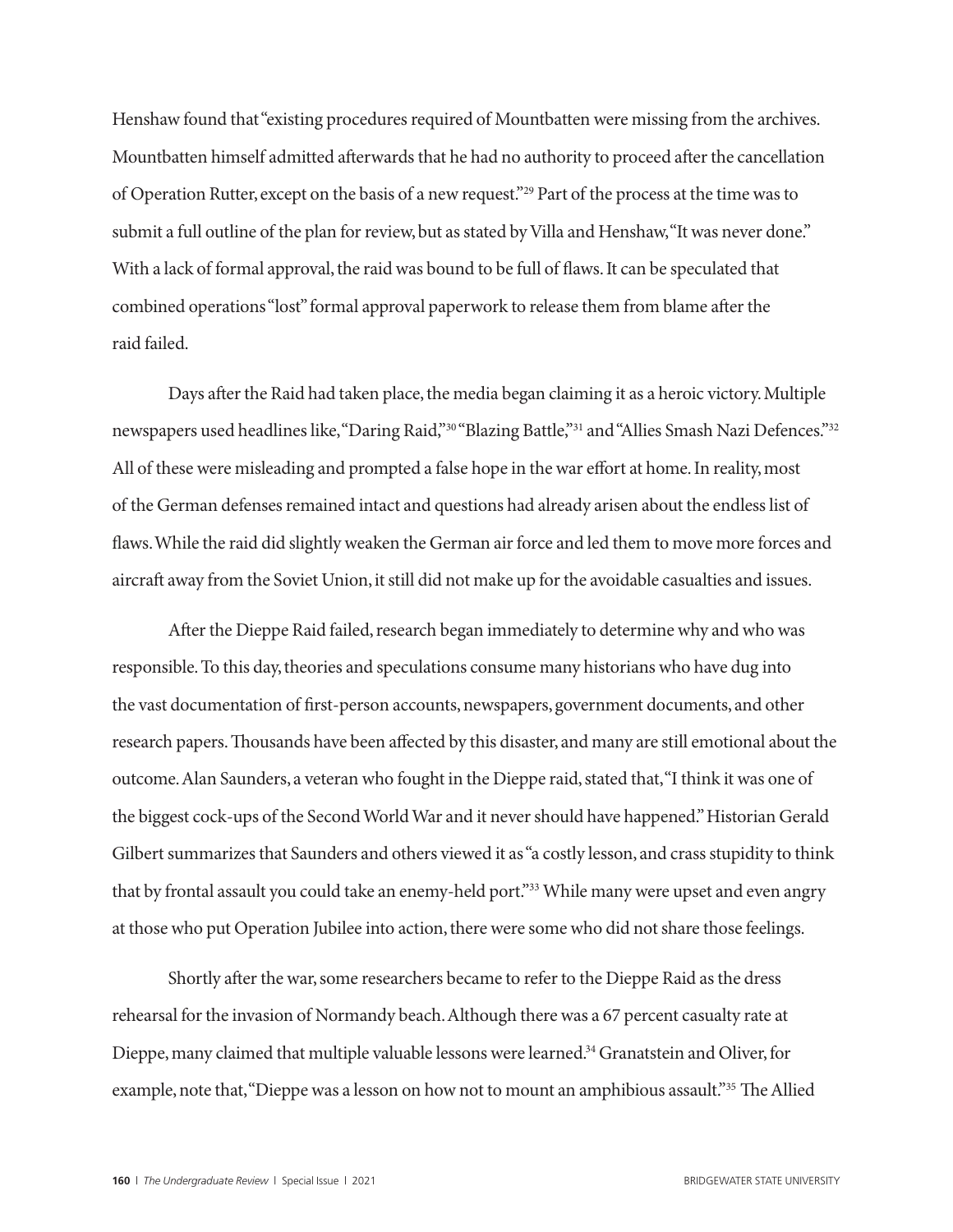Henshaw found that "existing procedures required of Mountbatten were missing from the archives. Mountbatten himself admitted afterwards that he had no authority to proceed after the cancellation of Operation Rutter, except on the basis of a new request."[29] Part of the process at the time was to submit a full outline of the plan for review, but as stated by Villa and Henshaw, "It was never done." With a lack of formal approval, the raid was bound to be full of flaws. It can be speculated that combined operations "lost" formal approval paperwork to release them from blame after the raid failed.

Days after the Raid had taken place, the media began claiming it as a heroic victory. Multiple newspapers used headlines like, "Daring Raid,"[30] "Blazing Battle,"[31] and "Allies Smash Nazi Defences."[32] All of these were misleading and prompted a false hope in the war effort at home. In reality, most of the German defenses remained intact and questions had already arisen about the endless list of flaws. While the raid did slightly weaken the German air force and led them to move more forces and aircraft away from the Soviet Union, it still did not make up for the avoidable casualties and issues.

After the Dieppe Raid failed, research began immediately to determine why and who was responsible. To this day, theories and speculations consume many historians who have dug into the vast documentation of first-person accounts, newspapers, government documents, and other research papers. Thousands have been affected by this disaster, and many are still emotional about the outcome. Alan Saunders, a veteran who fought in the Dieppe raid, stated that, "I think it was one of the biggest cock-ups of the Second World War and it never should have happened." Historian Gerald Gilbert summarizes that Saunders and others viewed it as "a costly lesson, and crass stupidity to think that by frontal assault you could take an enemy-held port."[33] While many were upset and even angry at those who put Operation Jubilee into action, there were some who did not share those feelings.

Shortly after the war, some researchers became to refer to the Dieppe Raid as the dress rehearsal for the invasion of Normandy beach. Although there was a 67 percent casualty rate at Dieppe, many claimed that multiple valuable lessons were learned.[34] Granatstein and Oliver, for example, note that, "Dieppe was a lesson on how not to mount an amphibious assault."[35] The Allied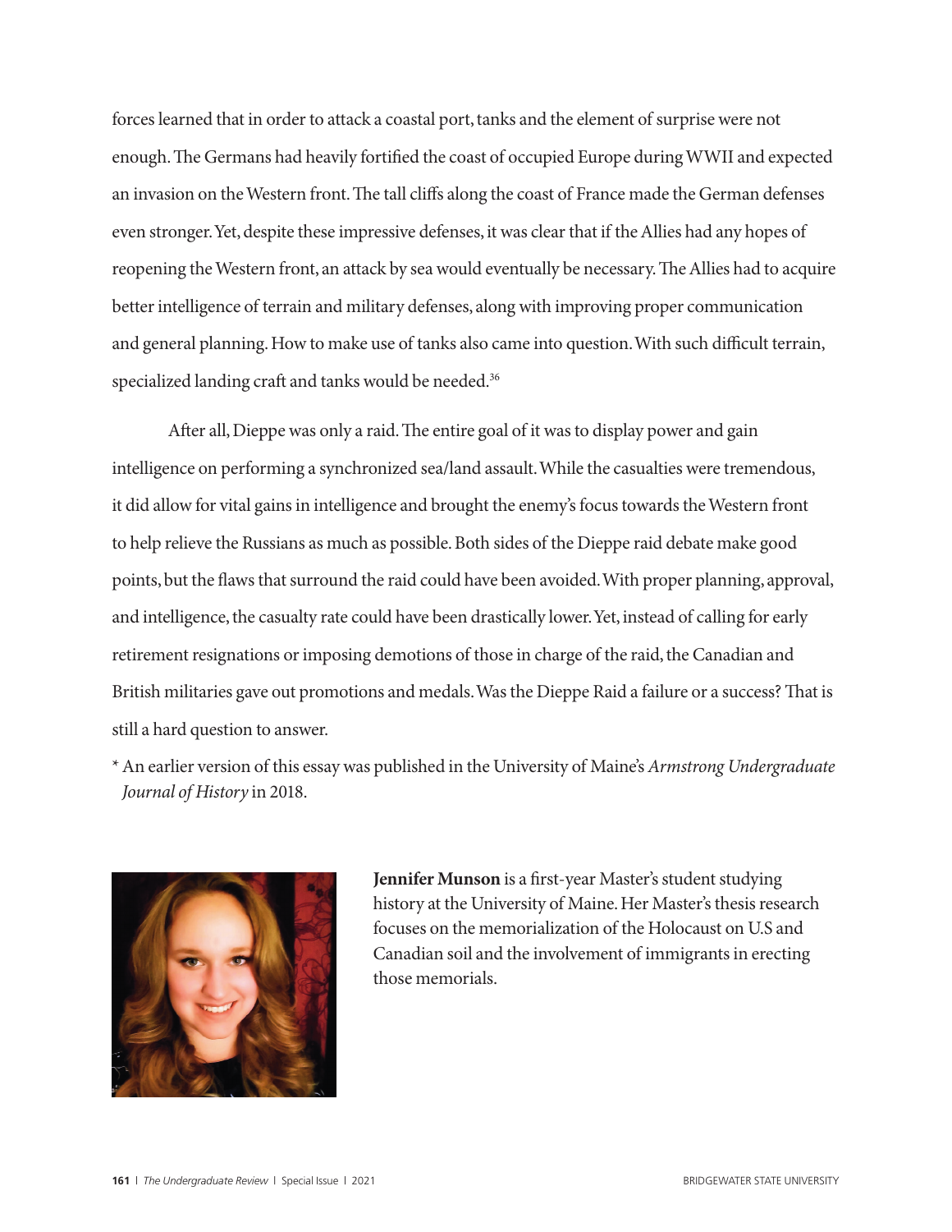forces learned that in order to attack a coastal port, tanks and the element of surprise were not enough. The Germans had heavily fortified the coast of occupied Europe during WWII and expected an invasion on the Western front. The tall cliffs along the coast of France made the German defenses even stronger. Yet, despite these impressive defenses, it was clear that if the Allies had any hopes of reopening the Western front, an attack by sea would eventually be necessary. The Allies had to acquire better intelligence of terrain and military defenses, along with improving proper communication and general planning. How to make use of tanks also came into question. With such difficult terrain, specialized landing craft and tanks would be needed.[36]

After all, Dieppe was only a raid. The entire goal of it was to display power and gain intelligence on performing a synchronized sea/land assault. While the casualties were tremendous, it did allow for vital gains in intelligence and brought the enemy's focus towards the Western front to help relieve the Russians as much as possible. Both sides of the Dieppe raid debate make good points, but the flaws that surround the raid could have been avoided. With proper planning, approval, and intelligence, the casualty rate could have been drastically lower. Yet, instead of calling for early retirement resignations or imposing demotions of those in charge of the raid, the Canadian and British militaries gave out promotions and medals. Was the Dieppe Raid a failure or a success? That is still a hard question to answer.

* An earlier version of this essay was published in the University of Maine's *Armstrong Undergraduate Journal of History* in 2018.

**Jennifer Munson** is a first-year Master's student studying history at the University of Maine. Her Master's thesis research focuses on the memorialization of the Holocaust on U.S and Canadian soil and the involvement of immigrants in erecting those memorials.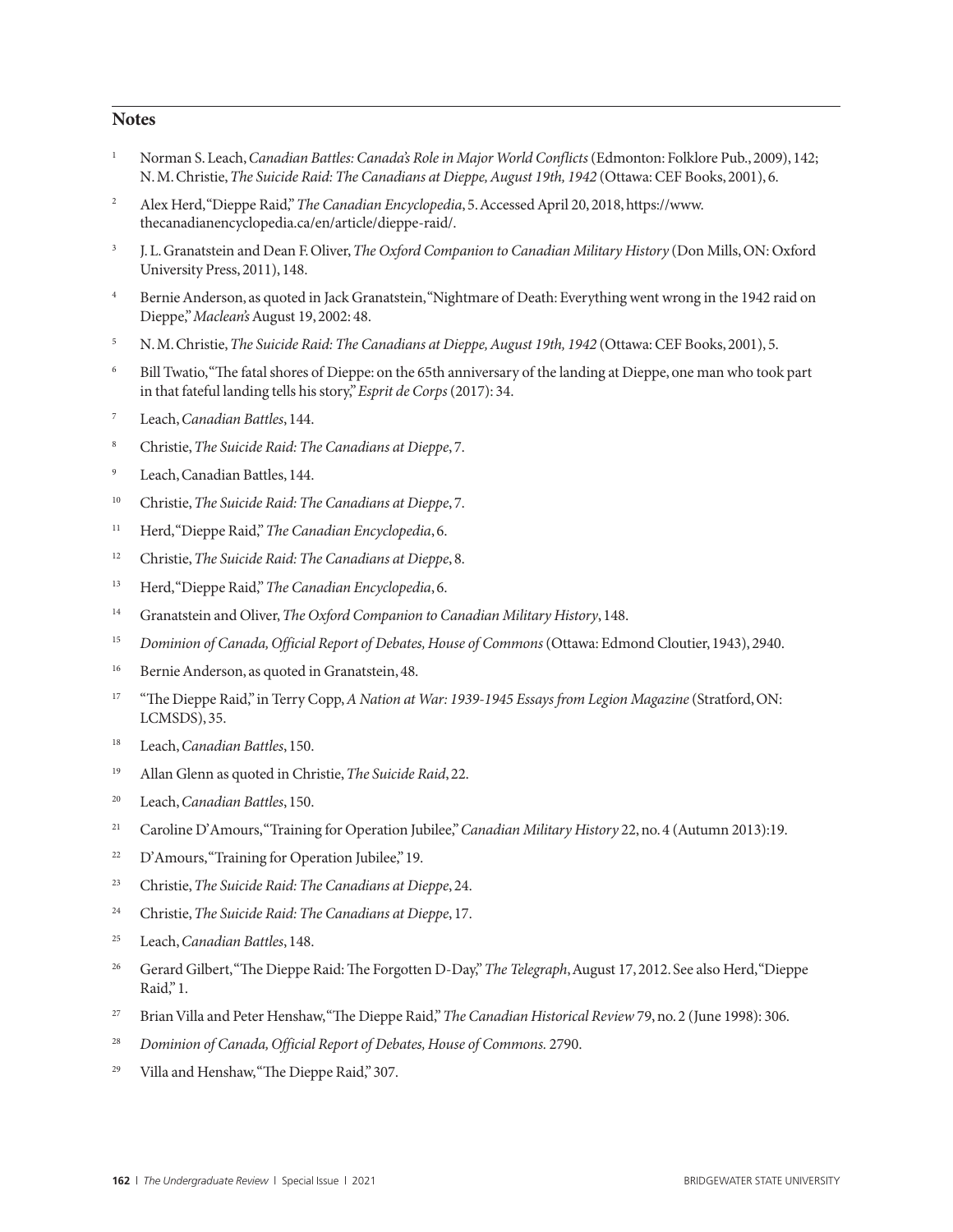## Notes

1. Norman S. Leach, *Canadian Battles: Canada's Role in Major World Conflicts* (Edmonton: Folklore Pub., 2009), 142; N. M. Christie, *The Suicide Raid: The Canadians at Dieppe, August 19th, 1942* (Ottawa: CEF Books, 2001), 6.
2. Alex Herd, "Dieppe Raid," *The Canadian Encyclopedia*, 5. Accessed April 20, 2018, https://www.thecanadianencyclopedia.ca/en/article/dieppe-raid/.
3. J. L. Granatstein and Dean F. Oliver, *The Oxford Companion to Canadian Military History* (Don Mills, ON: Oxford University Press, 2011), 148.
4. Bernie Anderson, as quoted in Jack Granatstein, "Nightmare of Death: Everything went wrong in the 1942 raid on Dieppe," *Maclean's* August 19, 2002: 48.
5. N. M. Christie, *The Suicide Raid: The Canadians at Dieppe, August 19th, 1942* (Ottawa: CEF Books, 2001), 5.
6. Bill Twatio, "The fatal shores of Dieppe: on the 65th anniversary of the landing at Dieppe, one man who took part in that fateful landing tells his story," *Esprit de Corps* (2017): 34.
7. Leach, *Canadian Battles*, 144.
8. Christie, *The Suicide Raid: The Canadians at Dieppe*, 7.
9. Leach, Canadian Battles, 144.
10. Christie, *The Suicide Raid: The Canadians at Dieppe*, 7.
11. Herd, "Dieppe Raid," *The Canadian Encyclopedia*, 6.
12. Christie, *The Suicide Raid: The Canadians at Dieppe*, 8.
13. Herd, "Dieppe Raid," *The Canadian Encyclopedia*, 6.
14. Granatstein and Oliver, *The Oxford Companion to Canadian Military History*, 148.
15. *Dominion of Canada, Official Report of Debates, House of Commons* (Ottawa: Edmond Cloutier, 1943), 2940.
16. Bernie Anderson, as quoted in Granatstein, 48.
17. "The Dieppe Raid," in Terry Copp, *A Nation at War: 1939-1945 Essays from Legion Magazine* (Stratford, ON: LCMSDS), 35.
18. Leach, *Canadian Battles*, 150.
19. Allan Glenn as quoted in Christie, *The Suicide Raid*, 22.
20. Leach, *Canadian Battles*, 150.
21. Caroline D'Amours, "Training for Operation Jubilee," *Canadian Military History* 22, no. 4 (Autumn 2013):19.
22. D'Amours, "Training for Operation Jubilee," 19.
23. Christie, *The Suicide Raid: The Canadians at Dieppe*, 24.
24. Christie, *The Suicide Raid: The Canadians at Dieppe*, 17.
25. Leach, *Canadian Battles*, 148.
26. Gerard Gilbert, "The Dieppe Raid: The Forgotten D-Day," *The Telegraph*, August 17, 2012. See also Herd, "Dieppe Raid," 1.
27. Brian Villa and Peter Henshaw, "The Dieppe Raid," *The Canadian Historical Review* 79, no. 2 (June 1998): 306.
28. *Dominion of Canada, Official Report of Debates, House of Commons.* 2790.
29. Villa and Henshaw, "The Dieppe Raid," 307.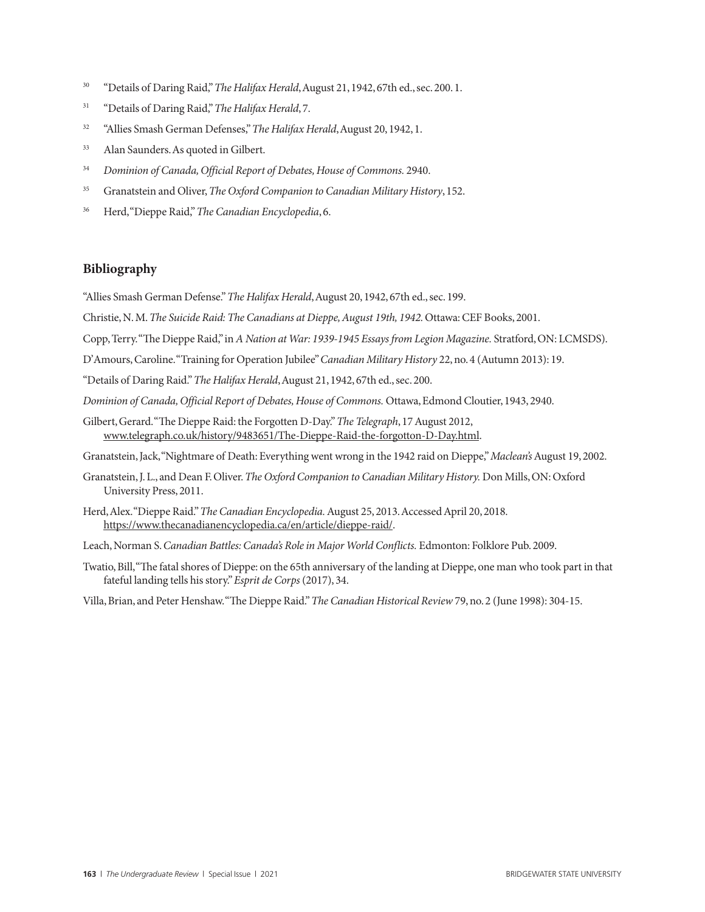[30] "Details of Daring Raid," *The Halifax Herald*, August 21, 1942, 67th ed., sec. 200. 1.

[31] "Details of Daring Raid," *The Halifax Herald*, 7.

[32] "Allies Smash German Defenses," *The Halifax Herald*, August 20, 1942, 1.

[33] Alan Saunders. As quoted in Gilbert.

[34] *Dominion of Canada, Official Report of Debates, House of Commons.* 2940.

[35] Granatstein and Oliver, *The Oxford Companion to Canadian Military History*, 152.

[36] Herd, "Dieppe Raid," *The Canadian Encyclopedia*, 6.

## Bibliography

"Allies Smash German Defense." *The Halifax Herald*, August 20, 1942, 67th ed., sec. 199.

Christie, N. M. *The Suicide Raid: The Canadians at Dieppe, August 19th, 1942.* Ottawa: CEF Books, 2001.

Copp, Terry. "The Dieppe Raid," in *A Nation at War: 1939-1945 Essays from Legion Magazine.* Stratford, ON: LCMSDS).

D'Amours, Caroline. "Training for Operation Jubilee" *Canadian Military History* 22, no. 4 (Autumn 2013): 19.

"Details of Daring Raid." *The Halifax Herald*, August 21, 1942, 67th ed., sec. 200.

*Dominion of Canada, Official Report of Debates, House of Commons.* Ottawa, Edmond Cloutier, 1943, 2940.

Gilbert, Gerard. "The Dieppe Raid: the Forgotten D-Day." *The Telegraph*, 17 August 2012, www.telegraph.co.uk/history/9483651/The-Dieppe-Raid-the-forgotton-D-Day.html.

Granatstein, Jack, "Nightmare of Death: Everything went wrong in the 1942 raid on Dieppe," *Maclean's* August 19, 2002.

Granatstein, J. L., and Dean F. Oliver. *The Oxford Companion to Canadian Military History.* Don Mills, ON: Oxford University Press, 2011.

Herd, Alex. "Dieppe Raid." *The Canadian Encyclopedia.* August 25, 2013. Accessed April 20, 2018. https://www.thecanadianencyclopedia.ca/en/article/dieppe-raid/.

Leach, Norman S. *Canadian Battles: Canada's Role in Major World Conflicts.* Edmonton: Folklore Pub. 2009.

Twatio, Bill, "The fatal shores of Dieppe: on the 65th anniversary of the landing at Dieppe, one man who took part in that fateful landing tells his story." *Esprit de Corps* (2017), 34.

Villa, Brian, and Peter Henshaw. "The Dieppe Raid." *The Canadian Historical Review* 79, no. 2 (June 1998): 304-15.